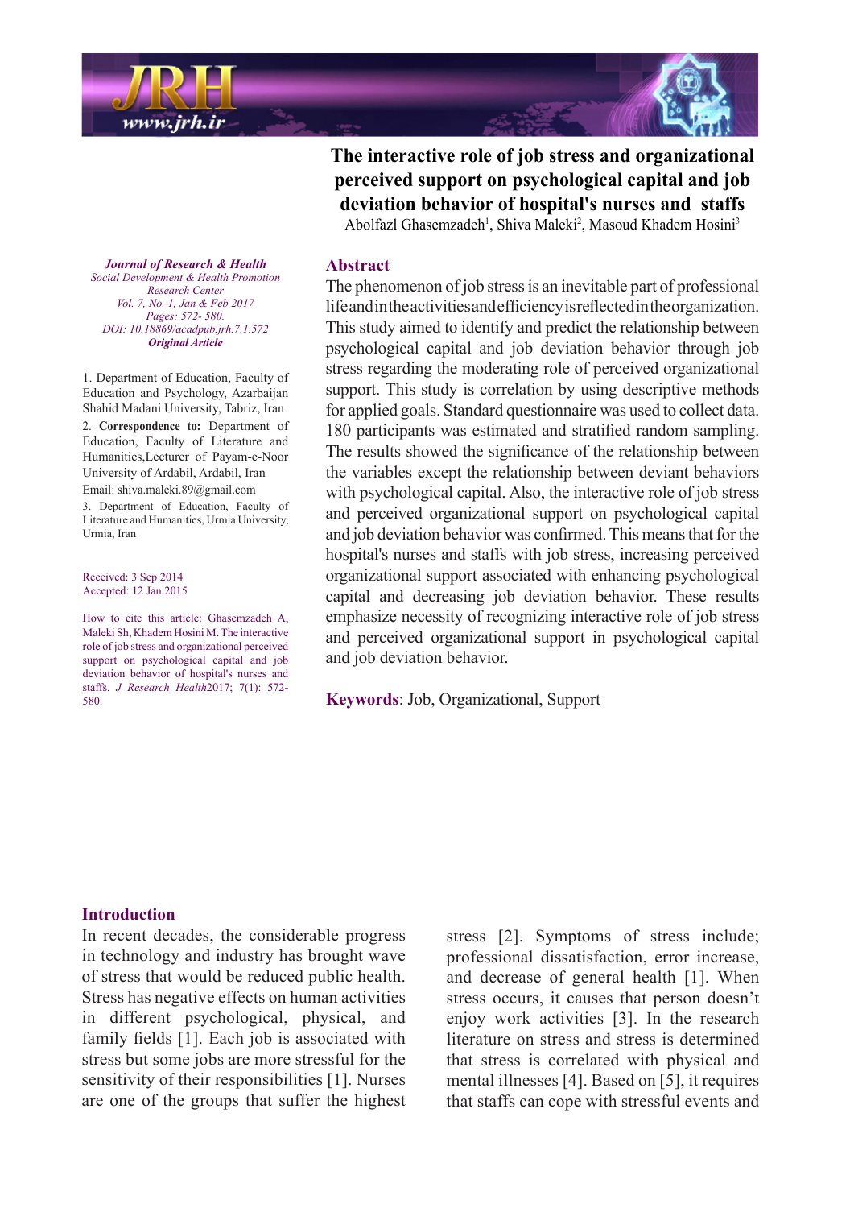# The interactive role of job stress and organizational perceived support on psychological capital and job deviation behavior of hospital's nurses and staffs

Abolfazl Ghasemzadeh[1], Shiva Maleki[2], Masoud Khadem Hosini[3]

*Journal of Research & Health*
*Social Development & Health Promotion Research Center*
*Vol. 7, No. 1, Jan & Feb 2017*
*Pages: 572- 580.*
*DOI: 10.18869/acadpub.jrh.7.1.572*
***Original Article***

1. Department of Education, Faculty of Education and Psychology, Azarbaijan Shahid Madani University, Tabriz, Iran
2. **Correspondence to:** Department of Education, Faculty of Literature and Humanities,Lecturer of Payam-e-Noor University of Ardabil, Ardabil, Iran
Email: shiva.maleki.89@gmail.com
3. Department of Education, Faculty of Literature and Humanities, Urmia University, Urmia, Iran

Received: 3 Sep 2014
Accepted: 12 Jan 2015

How to cite this article: Ghasemzadeh A, Maleki Sh, Khadem Hosini M. The interactive role of job stress and organizational perceived support on psychological capital and job deviation behavior of hospital's nurses and staffs. *J Research Health*2017; 7(1): 572-580.

## Abstract

The phenomenon of job stress is an inevitable part of professional life and in the activities and efficiency is reflected in the organization. This study aimed to identify and predict the relationship between psychological capital and job deviation behavior through job stress regarding the moderating role of perceived organizational support. This study is correlation by using descriptive methods for applied goals. Standard questionnaire was used to collect data. 180 participants was estimated and stratified random sampling. The results showed the significance of the relationship between the variables except the relationship between deviant behaviors with psychological capital. Also, the interactive role of job stress and perceived organizational support on psychological capital and job deviation behavior was confirmed. This means that for the hospital's nurses and staffs with job stress, increasing perceived organizational support associated with enhancing psychological capital and decreasing job deviation behavior. These results emphasize necessity of recognizing interactive role of job stress and perceived organizational support in psychological capital and job deviation behavior.

**Keywords**: Job, Organizational, Support

## Introduction

In recent decades, the considerable progress in technology and industry has brought wave of stress that would be reduced public health. Stress has negative effects on human activities in different psychological, physical, and family fields [1]. Each job is associated with stress but some jobs are more stressful for the sensitivity of their responsibilities [1]. Nurses are one of the groups that suffer the highest stress [2]. Symptoms of stress include; professional dissatisfaction, error increase, and decrease of general health [1]. When stress occurs, it causes that person doesn't enjoy work activities [3]. In the research literature on stress and stress is determined that stress is correlated with physical and mental illnesses [4]. Based on [5], it requires that staffs can cope with stressful events and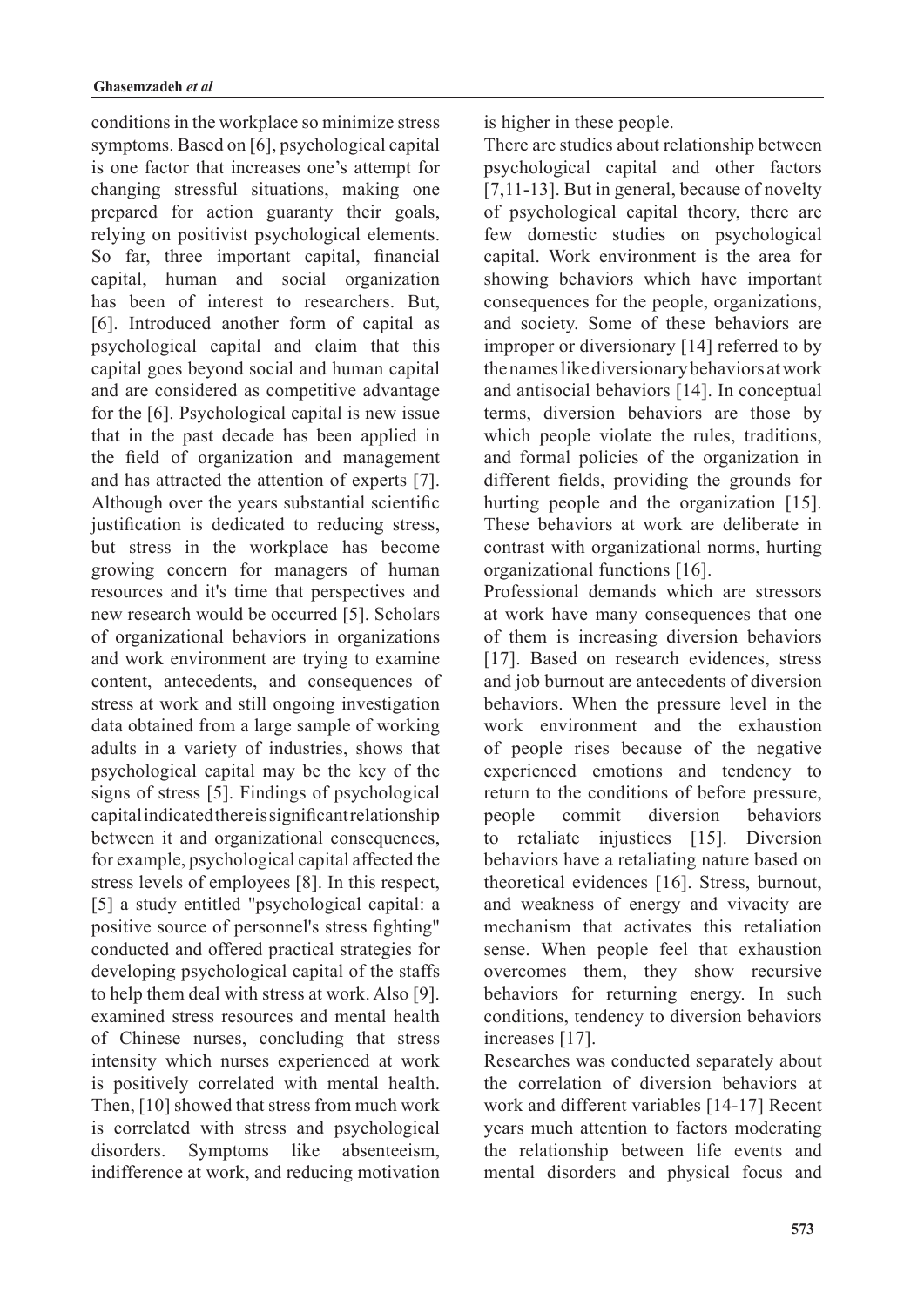conditions in the workplace so minimize stress symptoms. Based on [6], psychological capital is one factor that increases one's attempt for changing stressful situations, making one prepared for action guaranty their goals, relying on positivist psychological elements. So far, three important capital, financial capital, human and social organization has been of interest to researchers. But, [6]. Introduced another form of capital as psychological capital and claim that this capital goes beyond social and human capital and are considered as competitive advantage for the [6]. Psychological capital is new issue that in the past decade has been applied in the field of organization and management and has attracted the attention of experts [7]. Although over the years substantial scientific justification is dedicated to reducing stress, but stress in the workplace has become growing concern for managers of human resources and it's time that perspectives and new research would be occurred [5]. Scholars of organizational behaviors in organizations and work environment are trying to examine content, antecedents, and consequences of stress at work and still ongoing investigation data obtained from a large sample of working adults in a variety of industries, shows that psychological capital may be the key of the signs of stress [5]. Findings of psychological capital indicated there is significant relationship between it and organizational consequences, for example, psychological capital affected the stress levels of employees [8]. In this respect, [5] a study entitled "psychological capital: a positive source of personnel's stress fighting" conducted and offered practical strategies for developing psychological capital of the staffs to help them deal with stress at work. Also [9]. examined stress resources and mental health of Chinese nurses, concluding that stress intensity which nurses experienced at work is positively correlated with mental health. Then, [10] showed that stress from much work is correlated with stress and psychological disorders. Symptoms like absenteeism, indifference at work, and reducing motivation is higher in these people.

There are studies about relationship between psychological capital and other factors [7,11-13]. But in general, because of novelty of psychological capital theory, there are few domestic studies on psychological capital. Work environment is the area for showing behaviors which have important consequences for the people, organizations, and society. Some of these behaviors are improper or diversionary [14] referred to by the names like diversionary behaviors at work and antisocial behaviors [14]. In conceptual terms, diversion behaviors are those by which people violate the rules, traditions, and formal policies of the organization in different fields, providing the grounds for hurting people and the organization [15]. These behaviors at work are deliberate in contrast with organizational norms, hurting organizational functions [16].

Professional demands which are stressors at work have many consequences that one of them is increasing diversion behaviors [17]. Based on research evidences, stress and job burnout are antecedents of diversion behaviors. When the pressure level in the work environment and the exhaustion of people rises because of the negative experienced emotions and tendency to return to the conditions of before pressure, people commit diversion behaviors to retaliate injustices [15]. Diversion behaviors have a retaliating nature based on theoretical evidences [16]. Stress, burnout, and weakness of energy and vivacity are mechanism that activates this retaliation sense. When people feel that exhaustion overcomes them, they show recursive behaviors for returning energy. In such conditions, tendency to diversion behaviors increases [17].

Researches was conducted separately about the correlation of diversion behaviors at work and different variables [14-17] Recent years much attention to factors moderating the relationship between life events and mental disorders and physical focus and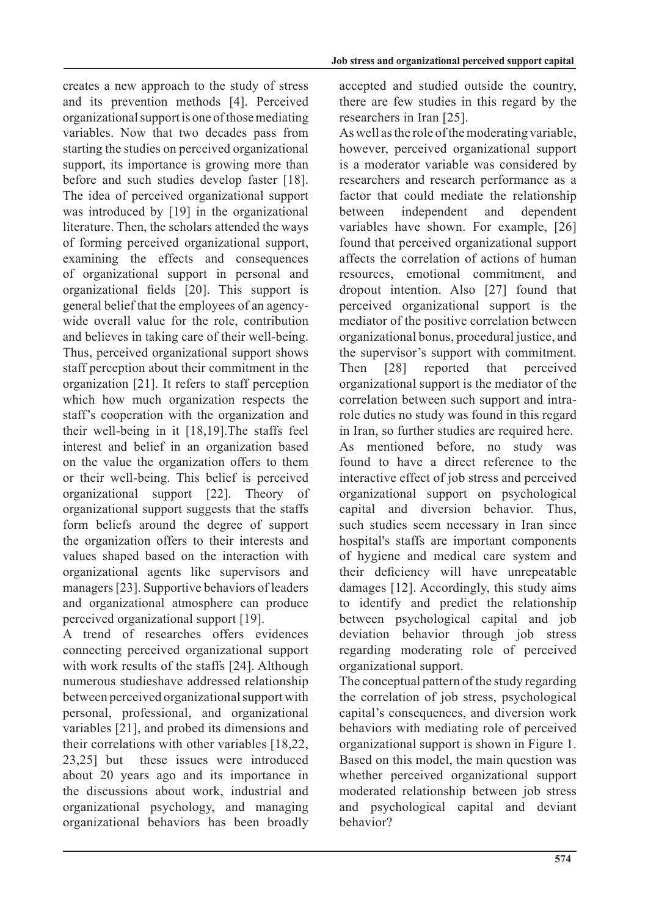creates a new approach to the study of stress and its prevention methods [4]. Perceived organizational support is one of those mediating variables. Now that two decades pass from starting the studies on perceived organizational support, its importance is growing more than before and such studies develop faster [18]. The idea of perceived organizational support was introduced by [19] in the organizational literature. Then, the scholars attended the ways of forming perceived organizational support, examining the effects and consequences of organizational support in personal and organizational fields [20]. This support is general belief that the employees of an agency-wide overall value for the role, contribution and believes in taking care of their well-being. Thus, perceived organizational support shows staff perception about their commitment in the organization [21]. It refers to staff perception which how much organization respects the staff's cooperation with the organization and their well-being in it [18,19].The staffs feel interest and belief in an organization based on the value the organization offers to them or their well-being. This belief is perceived organizational support [22]. Theory of organizational support suggests that the staffs form beliefs around the degree of support the organization offers to their interests and values shaped based on the interaction with organizational agents like supervisors and managers [23]. Supportive behaviors of leaders and organizational atmosphere can produce perceived organizational support [19].

A trend of researches offers evidences connecting perceived organizational support with work results of the staffs [24]. Although numerous studieshave addressed relationship between perceived organizational support with personal, professional, and organizational variables [21], and probed its dimensions and their correlations with other variables [18,22, 23,25] but these issues were introduced about 20 years ago and its importance in the discussions about work, industrial and organizational psychology, and managing organizational behaviors has been broadly accepted and studied outside the country, there are few studies in this regard by the researchers in Iran [25].

As well as the role of the moderating variable, however, perceived organizational support is a moderator variable was considered by researchers and research performance as a factor that could mediate the relationship between independent and dependent variables have shown. For example, [26] found that perceived organizational support affects the correlation of actions of human resources, emotional commitment, and dropout intention. Also [27] found that perceived organizational support is the mediator of the positive correlation between organizational bonus, procedural justice, and the supervisor's support with commitment. Then [28] reported that perceived organizational support is the mediator of the correlation between such support and intra-role duties no study was found in this regard in Iran, so further studies are required here.

As mentioned before, no study was found to have a direct reference to the interactive effect of job stress and perceived organizational support on psychological capital and diversion behavior. Thus, such studies seem necessary in Iran since hospital's staffs are important components of hygiene and medical care system and their deficiency will have unrepeatable damages [12]. Accordingly, this study aims to identify and predict the relationship between psychological capital and job deviation behavior through job stress regarding moderating role of perceived organizational support.

The conceptual pattern of the study regarding the correlation of job stress, psychological capital's consequences, and diversion work behaviors with mediating role of perceived organizational support is shown in Figure 1. Based on this model, the main question was whether perceived organizational support moderated relationship between job stress and psychological capital and deviant behavior?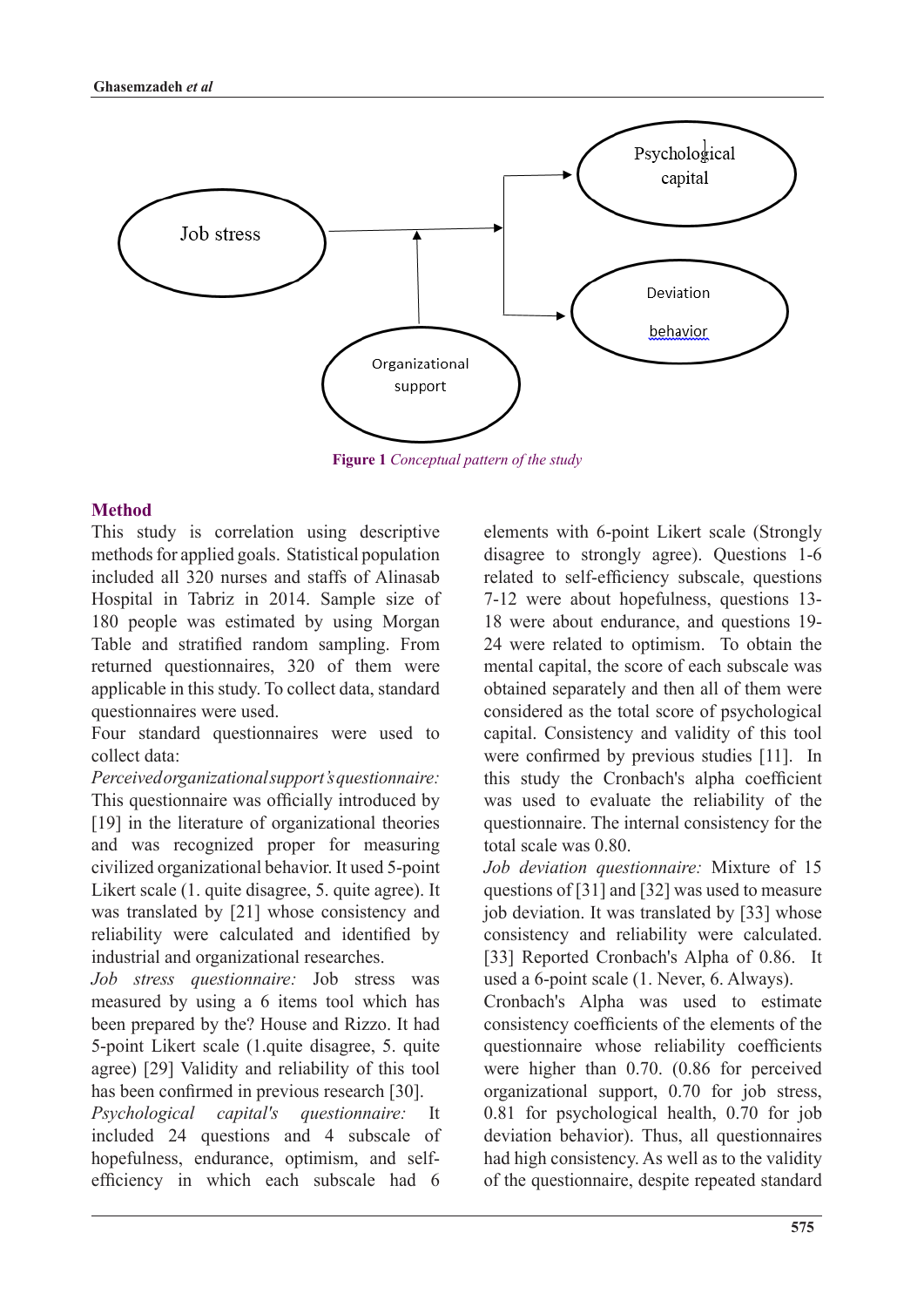Figure 1 *Conceptual pattern of the study*

## Method

This study is correlation using descriptive methods for applied goals. Statistical population included all 320 nurses and staffs of Alinasab Hospital in Tabriz in 2014. Sample size of 180 people was estimated by using Morgan Table and stratified random sampling. From returned questionnaires, 320 of them were applicable in this study. To collect data, standard questionnaires were used.

Four standard questionnaires were used to collect data:

*Perceived organizational support's questionnaire:* This questionnaire was officially introduced by [19] in the literature of organizational theories and was recognized proper for measuring civilized organizational behavior. It used 5-point Likert scale (1. quite disagree, 5. quite agree). It was translated by [21] whose consistency and reliability were calculated and identified by industrial and organizational researches.

*Job stress questionnaire:* Job stress was measured by using a 6 items tool which has been prepared by the? House and Rizzo. It had 5-point Likert scale (1.quite disagree, 5. quite agree) [29] Validity and reliability of this tool has been confirmed in previous research [30].

*Psychological capital's questionnaire:* It included 24 questions and 4 subscale of hopefulness, endurance, optimism, and self-efficiency in which each subscale had 6 elements with 6-point Likert scale (Strongly disagree to strongly agree). Questions 1-6 related to self-efficiency subscale, questions 7-12 were about hopefulness, questions 13-18 were about endurance, and questions 19-24 were related to optimism. To obtain the mental capital, the score of each subscale was obtained separately and then all of them were considered as the total score of psychological capital. Consistency and validity of this tool were confirmed by previous studies [11]. In this study the Cronbach's alpha coefficient was used to evaluate the reliability of the questionnaire. The internal consistency for the total scale was 0.80.

*Job deviation questionnaire:* Mixture of 15 questions of [31] and [32] was used to measure job deviation. It was translated by [33] whose consistency and reliability were calculated. [33] Reported Cronbach's Alpha of 0.86. It used a 6-point scale (1. Never, 6. Always).

Cronbach's Alpha was used to estimate consistency coefficients of the elements of the questionnaire whose reliability coefficients were higher than 0.70. (0.86 for perceived organizational support, 0.70 for job stress, 0.81 for psychological health, 0.70 for job deviation behavior). Thus, all questionnaires had high consistency. As well as to the validity of the questionnaire, despite repeated standard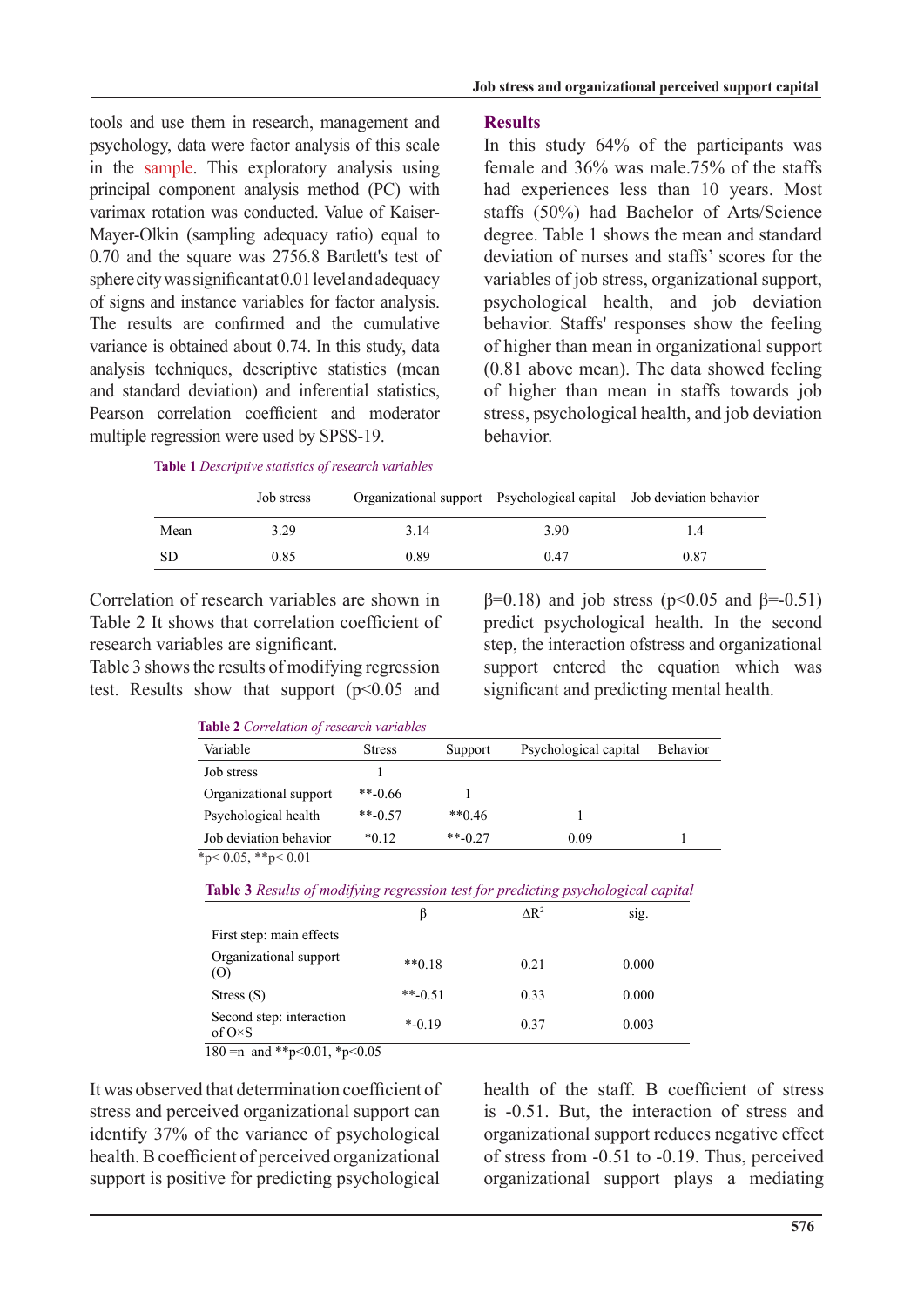tools and use them in research, management and psychology, data were factor analysis of this scale in the sample. This exploratory analysis using principal component analysis method (PC) with varimax rotation was conducted. Value of Kaiser-Mayer-Olkin (sampling adequacy ratio) equal to 0.70 and the square was 2756.8 Bartlett's test of sphere city was significant at 0.01 level and adequacy of signs and instance variables for factor analysis. The results are confirmed and the cumulative variance is obtained about 0.74. In this study, data analysis techniques, descriptive statistics (mean and standard deviation) and inferential statistics, Pearson correlation coefficient and moderator multiple regression were used by SPSS-19.

## Results

In this study 64% of the participants was female and 36% was male.75% of the staffs had experiences less than 10 years. Most staffs (50%) had Bachelor of Arts/Science degree. Table 1 shows the mean and standard deviation of nurses and staffs' scores for the variables of job stress, organizational support, psychological health, and job deviation behavior. Staffs' responses show the feeling of higher than mean in organizational support (0.81 above mean). The data showed feeling of higher than mean in staffs towards job stress, psychological health, and job deviation behavior.

**Table 1** *Descriptive statistics of research variables*

| | Job stress | Organizational support | Psychological capital | Job deviation behavior |
|---|---|---|---|---|
| Mean | 3.29 | 3.14 | 3.90 | 1.4 |
| SD | 0.85 | 0.89 | 0.47 | 0.87 |

Correlation of research variables are shown in Table 2 It shows that correlation coefficient of research variables are significant.

Table 3 shows the results of modifying regression test. Results show that support ($p<0.05$ and $\beta=0.18$) and job stress ($p<0.05$ and $\beta=-0.51$) predict psychological health. In the second step, the interaction ofstress and organizational support entered the equation which was significant and predicting mental health.

**Table 2** *Correlation of research variables*

| Variable | Stress | Support | Psychological capital | Behavior |
|---|---|---|---|---|
| Job stress | 1 | | | |
| Organizational support | **-0.66 | 1 | | |
| Psychological health | **-0.57 | **0.46 | 1 | |
| Job deviation behavior | *0.12 | **-0.27 | 0.09 | 1 |

*p< 0.05, **p< 0.01

**Table 3** *Results of modifying regression test for predicting psychological capital*

| | β | $\Delta R^2$ | sig. |
|---|---|---|---|
| First step: main effects | | | |
| Organizational support (O) | **0.18 | 0.21 | 0.000 |
| Stress (S) | **-0.51 | 0.33 | 0.000 |
| Second step: interaction of O×S | *-0.19 | 0.37 | 0.003 |

180 =n and **p<0.01, *p<0.05

It was observed that determination coefficient of stress and perceived organizational support can identify 37% of the variance of psychological health. B coefficient of perceived organizational support is positive for predicting psychological health of the staff. B coefficient of stress is -0.51. But, the interaction of stress and organizational support reduces negative effect of stress from -0.51 to -0.19. Thus, perceived organizational support plays a mediating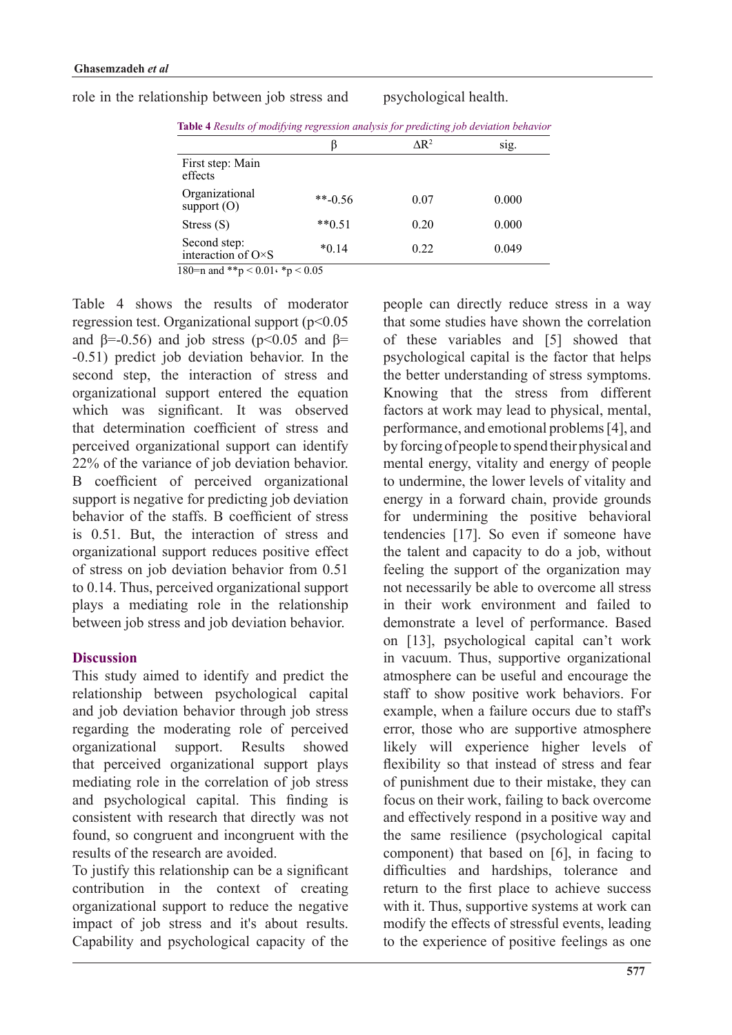role in the relationship between job stress and psychological health.

**Table 4** *Results of modifying regression analysis for predicting job deviation behavior*

| | β | $\Delta R^2$ | sig. |
|---|---|---|---|
| First step: Main effects | | | |
| Organizational support (O) | **-0.56 | 0.07 | 0.000 |
| Stress (S) | **0.51 | 0.20 | 0.000 |
| Second step: interaction of O×S | *0.14 | 0.22 | 0.049 |

180=n and **p < 0.01، *p < 0.05

Table 4 shows the results of moderator regression test. Organizational support ($p<0.05$ and $\beta=-0.56$) and job stress ($p<0.05$ and $\beta=-0.51$) predict job deviation behavior. In the second step, the interaction of stress and organizational support entered the equation which was significant. It was observed that determination coefficient of stress and perceived organizational support can identify 22% of the variance of job deviation behavior. B coefficient of perceived organizational support is negative for predicting job deviation behavior of the staffs. B coefficient of stress is 0.51. But, the interaction of stress and organizational support reduces positive effect of stress on job deviation behavior from 0.51 to 0.14. Thus, perceived organizational support plays a mediating role in the relationship between job stress and job deviation behavior.

## Discussion

This study aimed to identify and predict the relationship between psychological capital and job deviation behavior through job stress regarding the moderating role of perceived organizational support. Results showed that perceived organizational support plays mediating role in the correlation of job stress and psychological capital. This finding is consistent with research that directly was not found, so congruent and incongruent with the results of the research are avoided.

To justify this relationship can be a significant contribution in the context of creating organizational support to reduce the negative impact of job stress and it's about results. Capability and psychological capacity of the people can directly reduce stress in a way that some studies have shown the correlation of these variables and [5] showed that psychological capital is the factor that helps the better understanding of stress symptoms. Knowing that the stress from different factors at work may lead to physical, mental, performance, and emotional problems [4], and by forcing of people to spend their physical and mental energy, vitality and energy of people to undermine, the lower levels of vitality and energy in a forward chain, provide grounds for undermining the positive behavioral tendencies [17]. So even if someone have the talent and capacity to do a job, without feeling the support of the organization may not necessarily be able to overcome all stress in their work environment and failed to demonstrate a level of performance. Based on [13], psychological capital can't work in vacuum. Thus, supportive organizational atmosphere can be useful and encourage the staff to show positive work behaviors. For example, when a failure occurs due to staff's error, those who are supportive atmosphere likely will experience higher levels of flexibility so that instead of stress and fear of punishment due to their mistake, they can focus on their work, failing to back overcome and effectively respond in a positive way and the same resilience (psychological capital component) that based on [6], in facing to difficulties and hardships, tolerance and return to the first place to achieve success with it. Thus, supportive systems at work can modify the effects of stressful events, leading to the experience of positive feelings as one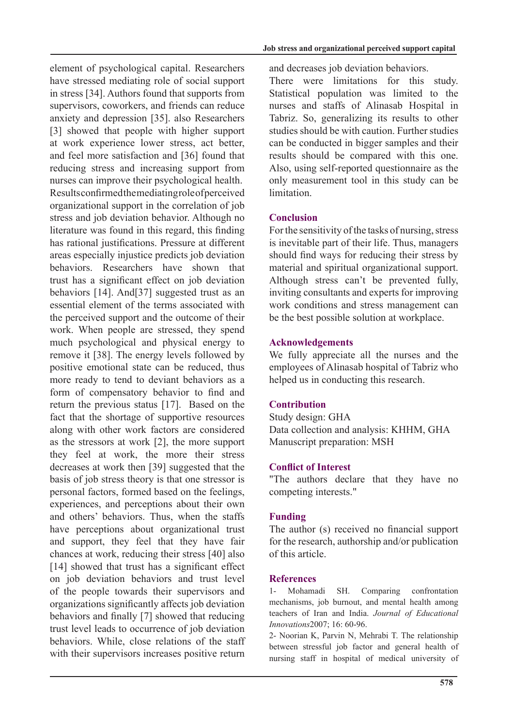element of psychological capital. Researchers have stressed mediating role of social support in stress [34]. Authors found that supports from supervisors, coworkers, and friends can reduce anxiety and depression [35]. also Researchers [3] showed that people with higher support at work experience lower stress, act better, and feel more satisfaction and [36] found that reducing stress and increasing support from nurses can improve their psychological health.

Results confirmed the mediating role of perceived organizational support in the correlation of job stress and job deviation behavior. Although no literature was found in this regard, this finding has rational justifications. Pressure at different areas especially injustice predicts job deviation behaviors. Researchers have shown that trust has a significant effect on job deviation behaviors [14]. And[37] suggested trust as an essential element of the terms associated with the perceived support and the outcome of their work. When people are stressed, they spend much psychological and physical energy to remove it [38]. The energy levels followed by positive emotional state can be reduced, thus more ready to tend to deviant behaviors as a form of compensatory behavior to find and return the previous status [17]. Based on the fact that the shortage of supportive resources along with other work factors are considered as the stressors at work [2], the more support they feel at work, the more their stress decreases at work then [39] suggested that the basis of job stress theory is that one stressor is personal factors, formed based on the feelings, experiences, and perceptions about their own and others' behaviors. Thus, when the staffs have perceptions about organizational trust and support, they feel that they have fair chances at work, reducing their stress [40] also [14] showed that trust has a significant effect on job deviation behaviors and trust level of the people towards their supervisors and organizations significantly affects job deviation behaviors and finally [7] showed that reducing trust level leads to occurrence of job deviation behaviors. While, close relations of the staff with their supervisors increases positive return and decreases job deviation behaviors.

There were limitations for this study. Statistical population was limited to the nurses and staffs of Alinasab Hospital in Tabriz. So, generalizing its results to other studies should be with caution. Further studies can be conducted in bigger samples and their results should be compared with this one. Also, using self-reported questionnaire as the only measurement tool in this study can be limitation.

## Conclusion

For the sensitivity of the tasks of nursing, stress is inevitable part of their life. Thus, managers should find ways for reducing their stress by material and spiritual organizational support. Although stress can't be prevented fully, inviting consultants and experts for improving work conditions and stress management can be the best possible solution at workplace.

## Acknowledgements

We fully appreciate all the nurses and the employees of Alinasab hospital of Tabriz who helped us in conducting this research.

## Contribution

Study design: GHA
Data collection and analysis: KHHM, GHA
Manuscript preparation: MSH

## Conflict of Interest

"The authors declare that they have no competing interests."

## Funding

The author (s) received no financial support for the research, authorship and/or publication of this article.

## References

1- Mohamadi SH. Comparing confrontation mechanisms, job burnout, and mental health among teachers of Iran and India. *Journal of Educational Innovations*2007; 16: 60-96.

2- Noorian K, Parvin N, Mehrabi T. The relationship between stressful job factor and general health of nursing staff in hospital of medical university of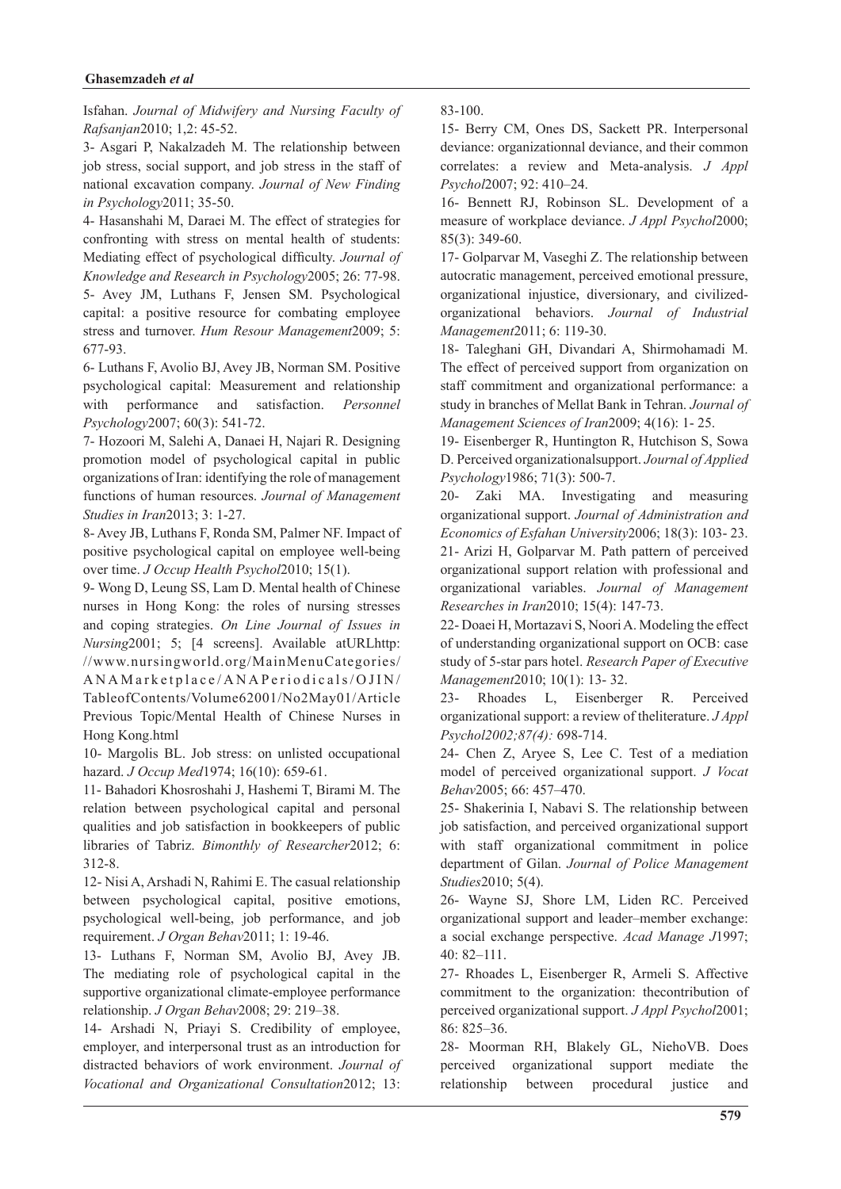Isfahan. *Journal of Midwifery and Nursing Faculty of Rafsanjan*2010; 1,2: 45-52.

3- Asgari P, Nakalzadeh M. The relationship between job stress, social support, and job stress in the staff of national excavation company. *Journal of New Finding in Psychology*2011; 35-50.

4- Hasanshahi M, Daraei M. The effect of strategies for confronting with stress on mental health of students: Mediating effect of psychological difficulty. *Journal of Knowledge and Research in Psychology*2005; 26: 77-98.

5- Avey JM, Luthans F, Jensen SM. Psychological capital: a positive resource for combating employee stress and turnover. *Hum Resour Management*2009; 5: 677-93.

6- Luthans F, Avolio BJ, Avey JB, Norman SM. Positive psychological capital: Measurement and relationship with performance and satisfaction. *Personnel Psychology*2007; 60(3): 541-72.

7- Hozoori M, Salehi A, Danaei H, Najari R. Designing promotion model of psychological capital in public organizations of Iran: identifying the role of management functions of human resources. *Journal of Management Studies in Iran*2013; 3: 1-27.

8- Avey JB, Luthans F, Ronda SM, Palmer NF. Impact of positive psychological capital on employee well-being over time. *J Occup Health Psychol*2010; 15(1).

9- Wong D, Leung SS, Lam D. Mental health of Chinese nurses in Hong Kong: the roles of nursing stresses and coping strategies. *On Line Journal of Issues in Nursing*2001; 5; [4 screens]. Available atURLhttp://www.nursingworld.org/MainMenuCategories/ANAMarketplace/ANAPeriodicals/OJIN/TableofContents/Volume62001/No2May01/Article Previous Topic/Mental Health of Chinese Nurses in Hong Kong.html

10- Margolis BL. Job stress: on unlisted occupational hazard. *J Occup Med*1974; 16(10): 659-61.

11- Bahadori Khosroshahi J, Hashemi T, Birami M. The relation between psychological capital and personal qualities and job satisfaction in bookkeepers of public libraries of Tabriz. *Bimonthly of Researcher*2012; 6: 312-8.

12- Nisi A, Arshadi N, Rahimi E. The casual relationship between psychological capital, positive emotions, psychological well-being, job performance, and job requirement. *J Organ Behav*2011; 1: 19-46.

13- Luthans F, Norman SM, Avolio BJ, Avey JB. The mediating role of psychological capital in the supportive organizational climate-employee performance relationship. *J Organ Behav*2008; 29: 219–38.

14- Arshadi N, Priayi S. Credibility of employee, employer, and interpersonal trust as an introduction for distracted behaviors of work environment. *Journal of Vocational and Organizational Consultation*2012; 13: 83-100.

15- Berry CM, Ones DS, Sackett PR. Interpersonal deviance: organizationnal deviance, and their common correlates: a review and Meta-analysis. *J Appl Psychol*2007; 92: 410–24.

16- Bennett RJ, Robinson SL. Development of a measure of workplace deviance. *J Appl Psychol*2000; 85(3): 349-60.

17- Golparvar M, Vaseghi Z. The relationship between autocratic management, perceived emotional pressure, organizational injustice, diversionary, and civilized-organizational behaviors. *Journal of Industrial Management*2011; 6: 119-30.

18- Taleghani GH, Divandari A, Shirmohamadi M. The effect of perceived support from organization on staff commitment and organizational performance: a study in branches of Mellat Bank in Tehran. *Journal of Management Sciences of Iran*2009; 4(16): 1- 25.

19- Eisenberger R, Huntington R, Hutchison S, Sowa D. Perceived organizationalsupport. *Journal of Applied Psychology*1986; 71(3): 500-7.

20- Zaki MA. Investigating and measuring organizational support. *Journal of Administration and Economics of Esfahan University*2006; 18(3): 103- 23.

21- Arizi H, Golparvar M. Path pattern of perceived organizational support relation with professional and organizational variables. *Journal of Management Researches in Iran*2010; 15(4): 147-73.

22- Doaei H, Mortazavi S, Noori A. Modeling the effect of understanding organizational support on OCB: case study of 5-star pars hotel. *Research Paper of Executive Management*2010; 10(1): 13- 32.

23- Rhoades L, Eisenberger R. Perceived organizational support: a review of theliterature. *J Appl Psychol2002;87(4):* 698-714.

24- Chen Z, Aryee S, Lee C. Test of a mediation model of perceived organizational support. *J Vocat Behav*2005; 66: 457–470.

25- Shakerinia I, Nabavi S. The relationship between job satisfaction, and perceived organizational support with staff organizational commitment in police department of Gilan. *Journal of Police Management Studies*2010; 5(4).

26- Wayne SJ, Shore LM, Liden RC. Perceived organizational support and leader–member exchange: a social exchange perspective. *Acad Manage J*1997; 40: 82–111.

27- Rhoades L, Eisenberger R, Armeli S. Affective commitment to the organization: thecontribution of perceived organizational support. *J Appl Psychol*2001; 86: 825–36.

28- Moorman RH, Blakely GL, NiehoVB. Does perceived organizational support mediate the relationship between procedural justice and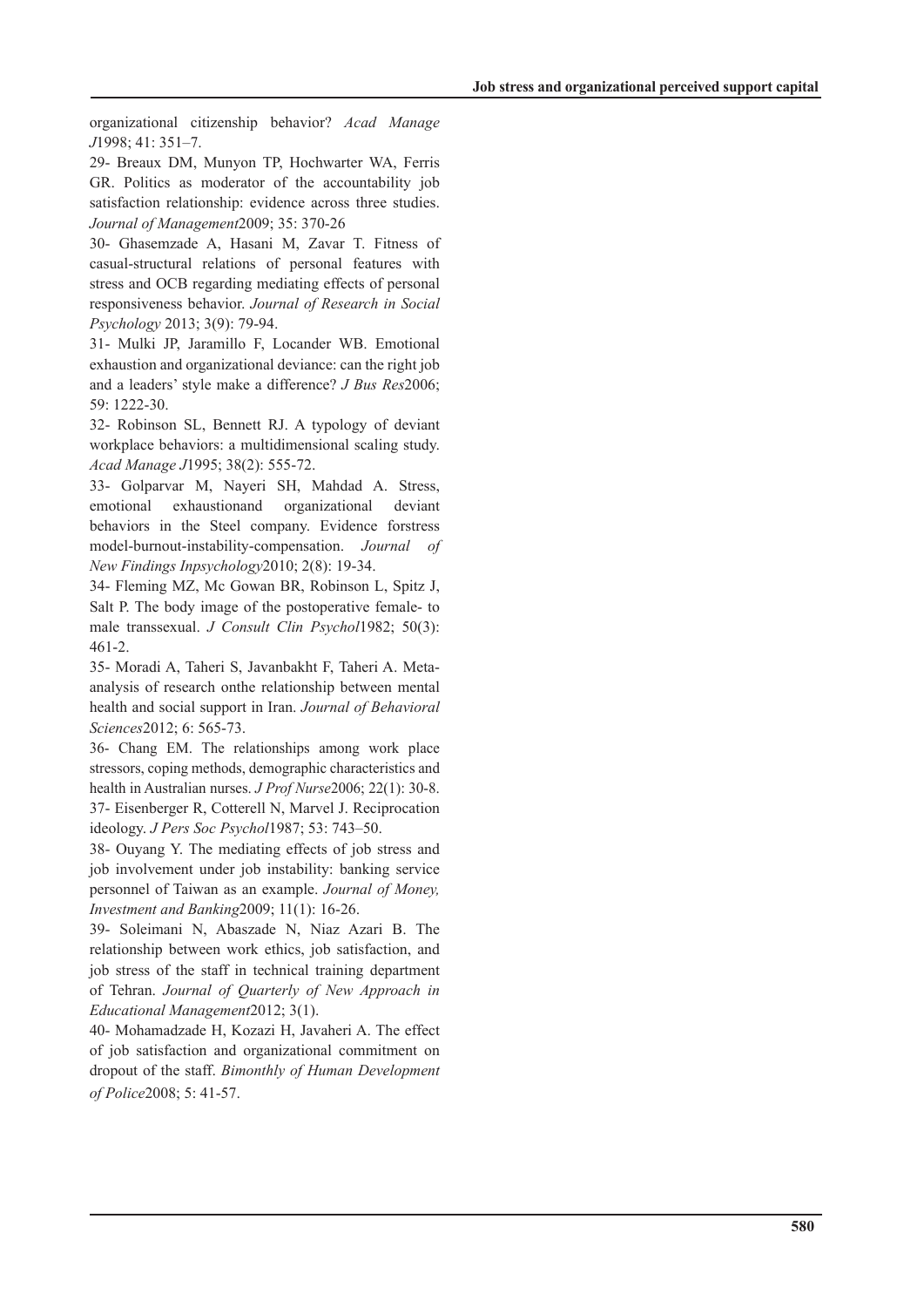organizational citizenship behavior? *Acad Manage J*1998; 41: 351–7.

29- Breaux DM, Munyon TP, Hochwarter WA, Ferris GR. Politics as moderator of the accountability job satisfaction relationship: evidence across three studies. *Journal of Management*2009; 35: 370-26

30- Ghasemzade A, Hasani M, Zavar T. Fitness of casual-structural relations of personal features with stress and OCB regarding mediating effects of personal responsiveness behavior. *Journal of Research in Social Psychology* 2013; 3(9): 79-94.

31- Mulki JP, Jaramillo F, Locander WB. Emotional exhaustion and organizational deviance: can the right job and a leaders' style make a difference? *J Bus Res*2006; 59: 1222-30.

32- Robinson SL, Bennett RJ. A typology of deviant workplace behaviors: a multidimensional scaling study. *Acad Manage J*1995; 38(2): 555-72.

33- Golparvar M, Nayeri SH, Mahdad A. Stress, emotional exhaustionand organizational deviant behaviors in the Steel company. Evidence forstress model-burnout-instability-compensation. *Journal of New Findings Inpsychology*2010; 2(8): 19-34.

34- Fleming MZ, Mc Gowan BR, Robinson L, Spitz J, Salt P. The body image of the postoperative female- to male transsexual. *J Consult Clin Psychol*1982; 50(3): 461-2.

35- Moradi A, Taheri S, Javanbakht F, Taheri A. Meta-analysis of research onthe relationship between mental health and social support in Iran. *Journal of Behavioral Sciences*2012; 6: 565-73.

36- Chang EM. The relationships among work place stressors, coping methods, demographic characteristics and health in Australian nurses. *J Prof Nurse*2006; 22(1): 30-8.

37- Eisenberger R, Cotterell N, Marvel J. Reciprocation ideology. *J Pers Soc Psychol*1987; 53: 743–50.

38- Ouyang Y. The mediating effects of job stress and job involvement under job instability: banking service personnel of Taiwan as an example. *Journal of Money, Investment and Banking*2009; 11(1): 16-26.

39- Soleimani N, Abaszade N, Niaz Azari B. The relationship between work ethics, job satisfaction, and job stress of the staff in technical training department of Tehran. *Journal of Quarterly of New Approach in Educational Management*2012; 3(1).

40- Mohamadzade H, Kozazi H, Javaheri A. The effect of job satisfaction and organizational commitment on dropout of the staff. *Bimonthly of Human Development of Police*2008; 5: 41-57.